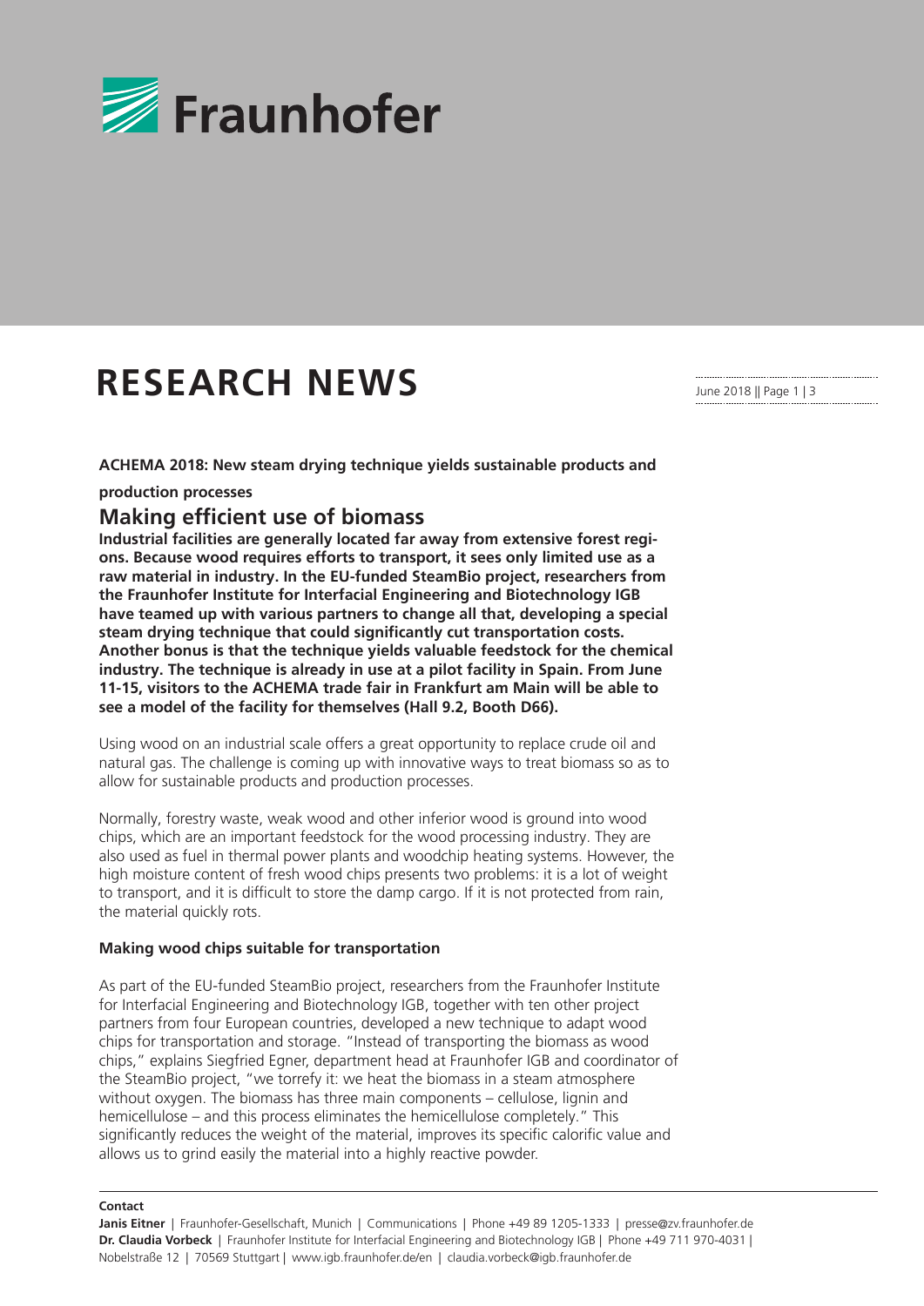# RESEARCH NEWS

**ACHEMA 2018: New steam drying technique yields sustainable products and production processes**

## Making efficient use of biomass

**Industrial facilities are generally located far away from extensive forest regions. Because wood requires efforts to transport, it sees only limited use as a raw material in industry. In the EU-funded SteamBio project, researchers from the Fraunhofer Institute for Interfacial Engineering and Biotechnology IGB have teamed up with various partners to change all that, developing a special steam drying technique that could significantly cut transportation costs. Another bonus is that the technique yields valuable feedstock for the chemical industry. The technique is already in use at a pilot facility in Spain. From June 11-15, visitors to the ACHEMA trade fair in Frankfurt am Main will be able to see a model of the facility for themselves (Hall 9.2, Booth D66).**

Using wood on an industrial scale offers a great opportunity to replace crude oil and natural gas. The challenge is coming up with innovative ways to treat biomass so as to allow for sustainable products and production processes.

Normally, forestry waste, weak wood and other inferior wood is ground into wood chips, which are an important feedstock for the wood processing industry. They are also used as fuel in thermal power plants and woodchip heating systems. However, the high moisture content of fresh wood chips presents two problems: it is a lot of weight to transport, and it is difficult to store the damp cargo. If it is not protected from rain, the material quickly rots.

### Making wood chips suitable for transportation

As part of the EU-funded SteamBio project, researchers from the Fraunhofer Institute for Interfacial Engineering and Biotechnology IGB, together with ten other project partners from four European countries, developed a new technique to adapt wood chips for transportation and storage. "Instead of transporting the biomass as wood chips," explains Siegfried Egner, department head at Fraunhofer IGB and coordinator of the SteamBio project, "we torrefy it: we heat the biomass in a steam atmosphere without oxygen. The biomass has three main components – cellulose, lignin and hemicellulose – and this process eliminates the hemicellulose completely." This significantly reduces the weight of the material, improves its specific calorific value and allows us to grind easily the material into a highly reactive powder.

**Contact**

**Janis Eitner** | Fraunhofer-Gesellschaft, Munich | Communications | Phone +49 89 1205-1333 | presse@zv.fraunhofer.de
**Dr. Claudia Vorbeck** | Fraunhofer Institute for Interfacial Engineering and Biotechnology IGB | Phone +49 711 970-4031 | Nobelstraße 12 | 70569 Stuttgart | www.igb.fraunhofer.de/en | claudia.vorbeck@igb.fraunhofer.de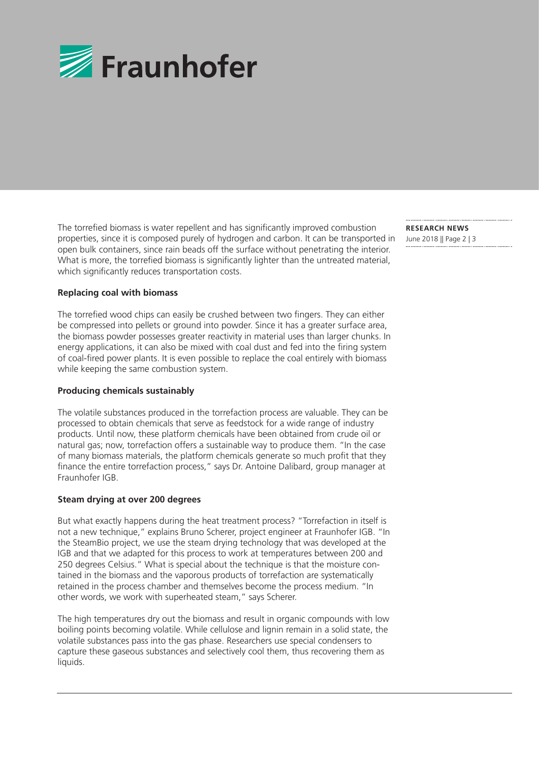The torrefied biomass is water repellent and has significantly improved combustion properties, since it is composed purely of hydrogen and carbon. It can be transported in open bulk containers, since rain beads off the surface without penetrating the interior. What is more, the torrefied biomass is significantly lighter than the untreated material, which significantly reduces transportation costs.

**Replacing coal with biomass**

The torrefied wood chips can easily be crushed between two fingers. They can either be compressed into pellets or ground into powder. Since it has a greater surface area, the biomass powder possesses greater reactivity in material uses than larger chunks. In energy applications, it can also be mixed with coal dust and fed into the firing system of coal-fired power plants. It is even possible to replace the coal entirely with biomass while keeping the same combustion system.

**Producing chemicals sustainably**

The volatile substances produced in the torrefaction process are valuable. They can be processed to obtain chemicals that serve as feedstock for a wide range of industry products. Until now, these platform chemicals have been obtained from crude oil or natural gas; now, torrefaction offers a sustainable way to produce them. "In the case of many biomass materials, the platform chemicals generate so much profit that they finance the entire torrefaction process," says Dr. Antoine Dalibard, group manager at Fraunhofer IGB.

**Steam drying at over 200 degrees**

But what exactly happens during the heat treatment process? "Torrefaction in itself is not a new technique," explains Bruno Scherer, project engineer at Fraunhofer IGB. "In the SteamBio project, we use the steam drying technology that was developed at the IGB and that we adapted for this process to work at temperatures between 200 and 250 degrees Celsius." What is special about the technique is that the moisture contained in the biomass and the vaporous products of torrefaction are systematically retained in the process chamber and themselves become the process medium. "In other words, we work with superheated steam," says Scherer.

The high temperatures dry out the biomass and result in organic compounds with low boiling points becoming volatile. While cellulose and lignin remain in a solid state, the volatile substances pass into the gas phase. Researchers use special condensers to capture these gaseous substances and selectively cool them, thus recovering them as liquids.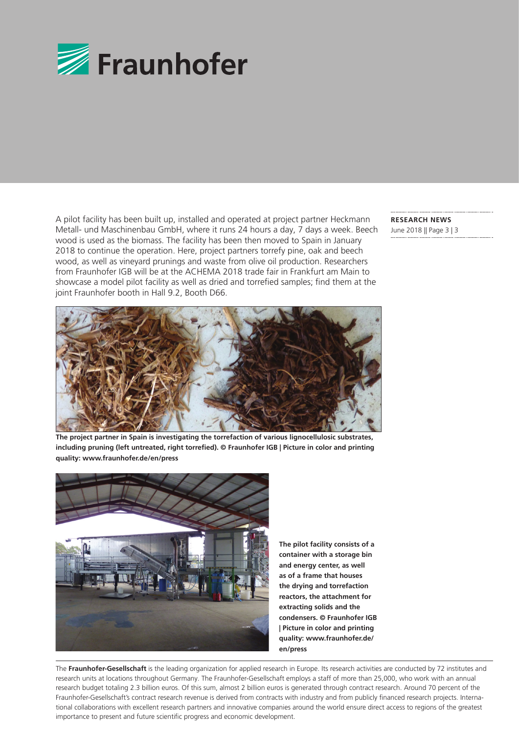A pilot facility has been built up, installed and operated at project partner Heckmann Metall- und Maschinenbau GmbH, where it runs 24 hours a day, 7 days a week. Beech wood is used as the biomass. The facility has been then moved to Spain in January 2018 to continue the operation. Here, project partners torrefy pine, oak and beech wood, as well as vineyard prunings and waste from olive oil production. Researchers from Fraunhofer IGB will be at the ACHEMA 2018 trade fair in Frankfurt am Main to showcase a model pilot facility as well as dried and torrefied samples; find them at the joint Fraunhofer booth in Hall 9.2, Booth D66.

**The project partner in Spain is investigating the torrefaction of various lignocellulosic substrates, including pruning (left untreated, right torrefied). © Fraunhofer IGB | Picture in color and printing quality: www.fraunhofer.de/en/press**

**The pilot facility consists of a container with a storage bin and energy center, as well as of a frame that houses the drying and torrefaction reactors, the attachment for extracting solids and the condensers. © Fraunhofer IGB | Picture in color and printing quality: www.fraunhofer.de/en/press**

The **Fraunhofer-Gesellschaft** is the leading organization for applied research in Europe. Its research activities are conducted by 72 institutes and research units at locations throughout Germany. The Fraunhofer-Gesellschaft employs a staff of more than 25,000, who work with an annual research budget totaling 2.3 billion euros. Of this sum, almost 2 billion euros is generated through contract research. Around 70 percent of the Fraunhofer-Gesellschaft's contract research revenue is derived from contracts with industry and from publicly financed research projects. International collaborations with excellent research partners and innovative companies around the world ensure direct access to regions of the greatest importance to present and future scientific progress and economic development.